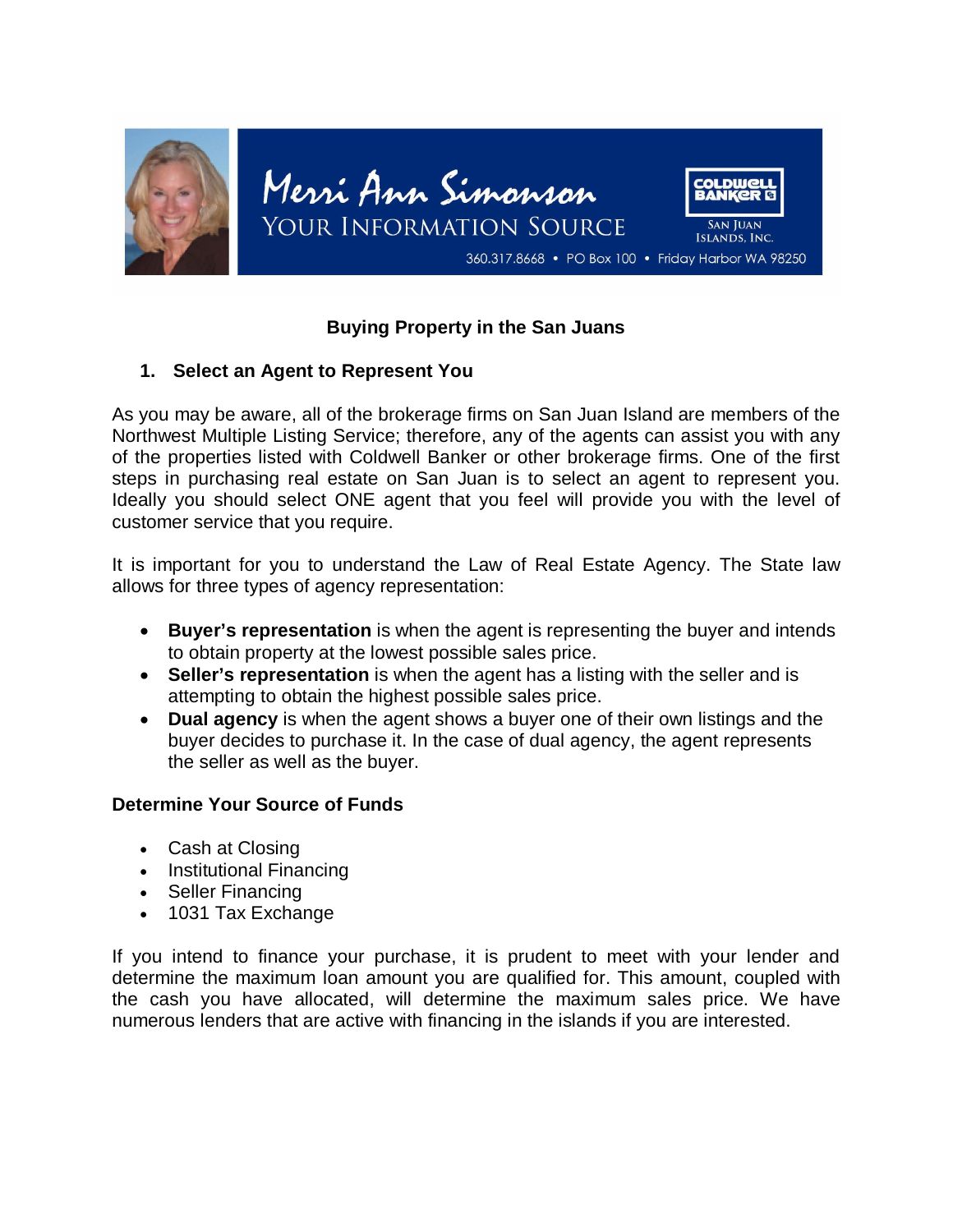Merri Ann Simonson
YOUR INFORMATION SOURCE

COLDWELL BANKER
SAN JUAN ISLANDS, INC.

360.317.8668 • PO Box 100 • Friday Harbor WA 98250

# Buying Property in the San Juans

## 1. Select an Agent to Represent You

As you may be aware, all of the brokerage firms on San Juan Island are members of the Northwest Multiple Listing Service; therefore, any of the agents can assist you with any of the properties listed with Coldwell Banker or other brokerage firms. One of the first steps in purchasing real estate on San Juan is to select an agent to represent you. Ideally you should select ONE agent that you feel will provide you with the level of customer service that you require.

It is important for you to understand the Law of Real Estate Agency. The State law allows for three types of agency representation:

- **Buyer's representation** is when the agent is representing the buyer and intends to obtain property at the lowest possible sales price.
- **Seller's representation** is when the agent has a listing with the seller and is attempting to obtain the highest possible sales price.
- **Dual agency** is when the agent shows a buyer one of their own listings and the buyer decides to purchase it. In the case of dual agency, the agent represents the seller as well as the buyer.

## Determine Your Source of Funds

- Cash at Closing
- Institutional Financing
- Seller Financing
- 1031 Tax Exchange

If you intend to finance your purchase, it is prudent to meet with your lender and determine the maximum loan amount you are qualified for. This amount, coupled with the cash you have allocated, will determine the maximum sales price. We have numerous lenders that are active with financing in the islands if you are interested.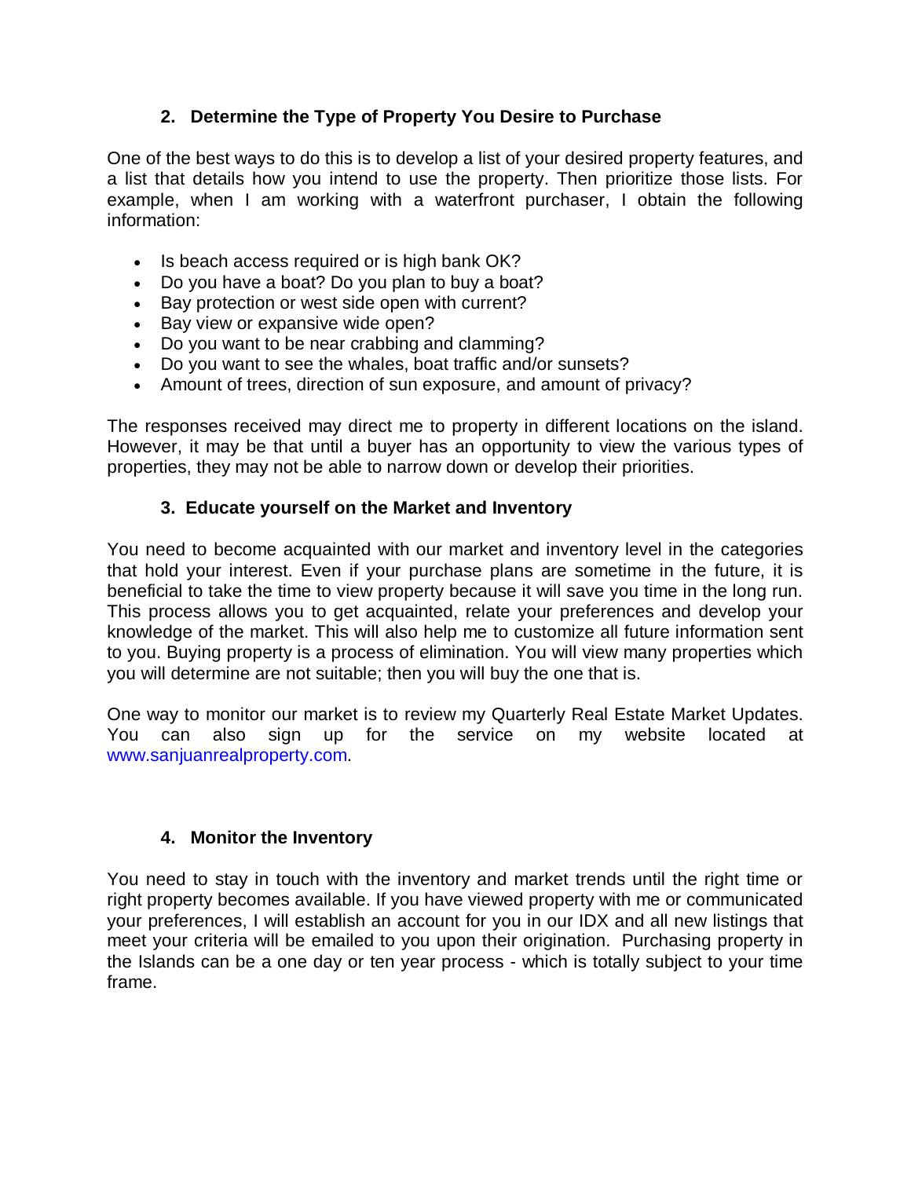## 2. Determine the Type of Property You Desire to Purchase

One of the best ways to do this is to develop a list of your desired property features, and a list that details how you intend to use the property. Then prioritize those lists. For example, when I am working with a waterfront purchaser, I obtain the following information:

- Is beach access required or is high bank OK?
- Do you have a boat? Do you plan to buy a boat?
- Bay protection or west side open with current?
- Bay view or expansive wide open?
- Do you want to be near crabbing and clamming?
- Do you want to see the whales, boat traffic and/or sunsets?
- Amount of trees, direction of sun exposure, and amount of privacy?

The responses received may direct me to property in different locations on the island. However, it may be that until a buyer has an opportunity to view the various types of properties, they may not be able to narrow down or develop their priorities.

## 3. Educate yourself on the Market and Inventory

You need to become acquainted with our market and inventory level in the categories that hold your interest. Even if your purchase plans are sometime in the future, it is beneficial to take the time to view property because it will save you time in the long run. This process allows you to get acquainted, relate your preferences and develop your knowledge of the market. This will also help me to customize all future information sent to you. Buying property is a process of elimination. You will view many properties which you will determine are not suitable; then you will buy the one that is.

One way to monitor our market is to review my Quarterly Real Estate Market Updates. You can also sign up for the service on my website located at www.sanjuanrealproperty.com.

## 4. Monitor the Inventory

You need to stay in touch with the inventory and market trends until the right time or right property becomes available. If you have viewed property with me or communicated your preferences, I will establish an account for you in our IDX and all new listings that meet your criteria will be emailed to you upon their origination. Purchasing property in the Islands can be a one day or ten year process - which is totally subject to your time frame.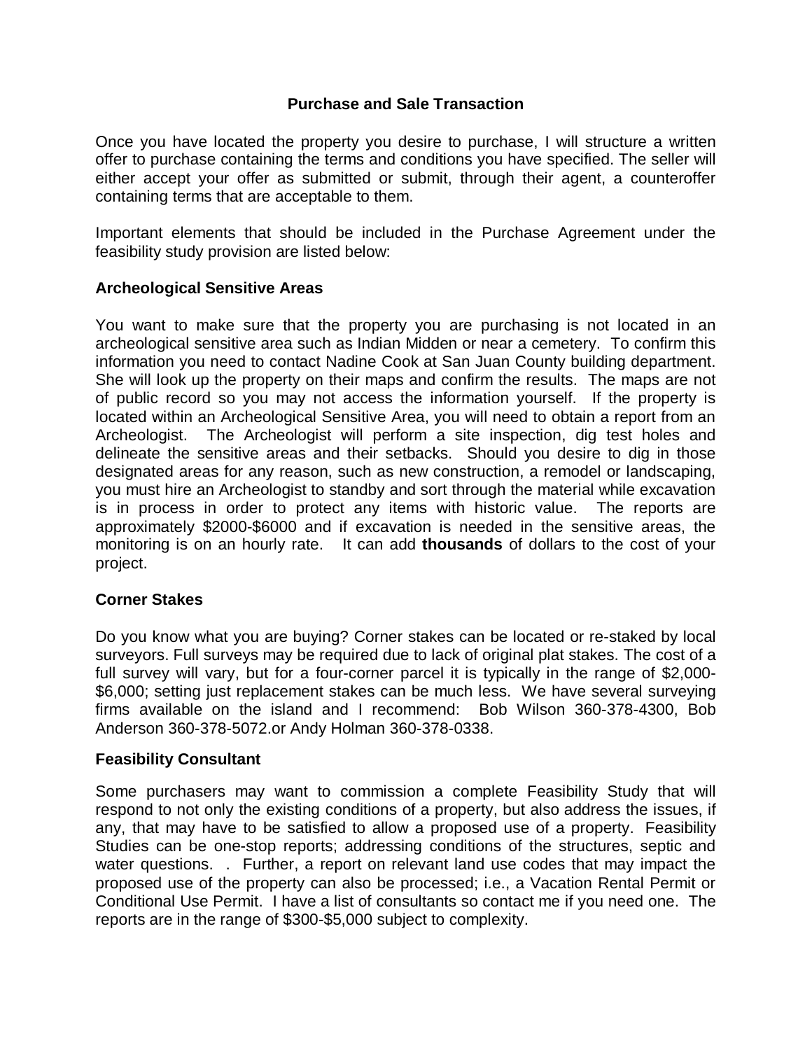## Purchase and Sale Transaction

Once you have located the property you desire to purchase, I will structure a written offer to purchase containing the terms and conditions you have specified. The seller will either accept your offer as submitted or submit, through their agent, a counteroffer containing terms that are acceptable to them.

Important elements that should be included in the Purchase Agreement under the feasibility study provision are listed below:

### Archeological Sensitive Areas

You want to make sure that the property you are purchasing is not located in an archeological sensitive area such as Indian Midden or near a cemetery. To confirm this information you need to contact Nadine Cook at San Juan County building department. She will look up the property on their maps and confirm the results. The maps are not of public record so you may not access the information yourself. If the property is located within an Archeological Sensitive Area, you will need to obtain a report from an Archeologist. The Archeologist will perform a site inspection, dig test holes and delineate the sensitive areas and their setbacks. Should you desire to dig in those designated areas for any reason, such as new construction, a remodel or landscaping, you must hire an Archeologist to standby and sort through the material while excavation is in process in order to protect any items with historic value. The reports are approximately $2000-$6000 and if excavation is needed in the sensitive areas, the monitoring is on an hourly rate. It can add **thousands** of dollars to the cost of your project.

### Corner Stakes

Do you know what you are buying? Corner stakes can be located or re-staked by local surveyors. Full surveys may be required due to lack of original plat stakes. The cost of a full survey will vary, but for a four-corner parcel it is typically in the range of $2,000-$6,000; setting just replacement stakes can be much less. We have several surveying firms available on the island and I recommend: Bob Wilson 360-378-4300, Bob Anderson 360-378-5072.or Andy Holman 360-378-0338.

### Feasibility Consultant

Some purchasers may want to commission a complete Feasibility Study that will respond to not only the existing conditions of a property, but also address the issues, if any, that may have to be satisfied to allow a proposed use of a property. Feasibility Studies can be one-stop reports; addressing conditions of the structures, septic and water questions. . Further, a report on relevant land use codes that may impact the proposed use of the property can also be processed; i.e., a Vacation Rental Permit or Conditional Use Permit. I have a list of consultants so contact me if you need one. The reports are in the range of $300-$5,000 subject to complexity.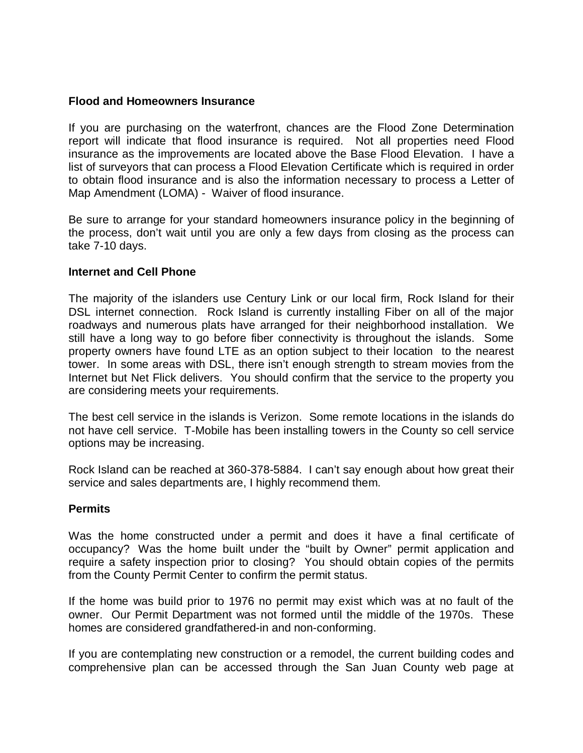### Flood and Homeowners Insurance

If you are purchasing on the waterfront, chances are the Flood Zone Determination report will indicate that flood insurance is required. Not all properties need Flood insurance as the improvements are located above the Base Flood Elevation. I have a list of surveyors that can process a Flood Elevation Certificate which is required in order to obtain flood insurance and is also the information necessary to process a Letter of Map Amendment (LOMA) - Waiver of flood insurance.

Be sure to arrange for your standard homeowners insurance policy in the beginning of the process, don't wait until you are only a few days from closing as the process can take 7-10 days.

### Internet and Cell Phone

The majority of the islanders use Century Link or our local firm, Rock Island for their DSL internet connection. Rock Island is currently installing Fiber on all of the major roadways and numerous plats have arranged for their neighborhood installation. We still have a long way to go before fiber connectivity is throughout the islands. Some property owners have found LTE as an option subject to their location to the nearest tower. In some areas with DSL, there isn't enough strength to stream movies from the Internet but Net Flick delivers. You should confirm that the service to the property you are considering meets your requirements.

The best cell service in the islands is Verizon. Some remote locations in the islands do not have cell service. T-Mobile has been installing towers in the County so cell service options may be increasing.

Rock Island can be reached at 360-378-5884. I can't say enough about how great their service and sales departments are, I highly recommend them.

### Permits

Was the home constructed under a permit and does it have a final certificate of occupancy? Was the home built under the "built by Owner" permit application and require a safety inspection prior to closing? You should obtain copies of the permits from the County Permit Center to confirm the permit status.

If the home was build prior to 1976 no permit may exist which was at no fault of the owner. Our Permit Department was not formed until the middle of the 1970s. These homes are considered grandfathered-in and non-conforming.

If you are contemplating new construction or a remodel, the current building codes and comprehensive plan can be accessed through the San Juan County web page at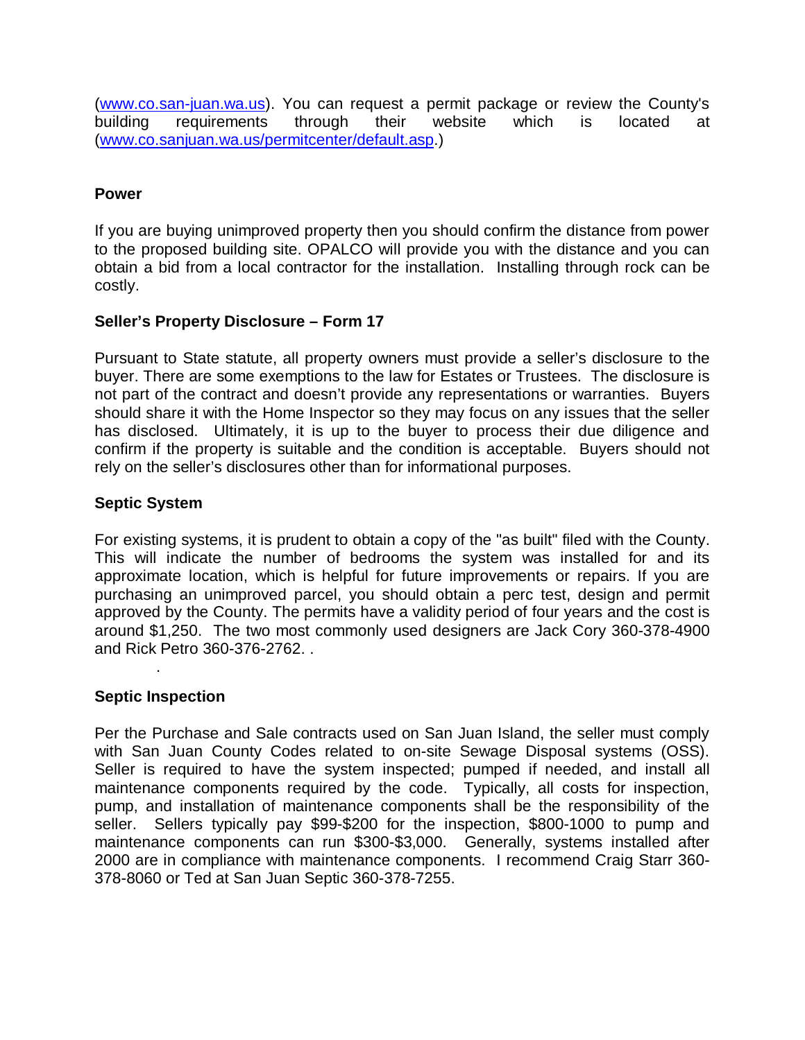(www.co.san-juan.wa.us). You can request a permit package or review the County's building requirements through their website which is located at (www.co.sanjuan.wa.us/permitcenter/default.asp.)

**Power**

If you are buying unimproved property then you should confirm the distance from power to the proposed building site. OPALCO will provide you with the distance and you can obtain a bid from a local contractor for the installation. Installing through rock can be costly.

**Seller's Property Disclosure – Form 17**

Pursuant to State statute, all property owners must provide a seller's disclosure to the buyer. There are some exemptions to the law for Estates or Trustees. The disclosure is not part of the contract and doesn't provide any representations or warranties. Buyers should share it with the Home Inspector so they may focus on any issues that the seller has disclosed. Ultimately, it is up to the buyer to process their due diligence and confirm if the property is suitable and the condition is acceptable. Buyers should not rely on the seller's disclosures other than for informational purposes.

**Septic System**

For existing systems, it is prudent to obtain a copy of the "as built" filed with the County. This will indicate the number of bedrooms the system was installed for and its approximate location, which is helpful for future improvements or repairs. If you are purchasing an unimproved parcel, you should obtain a perc test, design and permit approved by the County. The permits have a validity period of four years and the cost is around $1,250. The two most commonly used designers are Jack Cory 360-378-4900 and Rick Petro 360-376-2762. .

.

**Septic Inspection**

Per the Purchase and Sale contracts used on San Juan Island, the seller must comply with San Juan County Codes related to on-site Sewage Disposal systems (OSS). Seller is required to have the system inspected; pumped if needed, and install all maintenance components required by the code. Typically, all costs for inspection, pump, and installation of maintenance components shall be the responsibility of the seller. Sellers typically pay $99-$200 for the inspection, $800-1000 to pump and maintenance components can run $300-$3,000. Generally, systems installed after 2000 are in compliance with maintenance components. I recommend Craig Starr 360-378-8060 or Ted at San Juan Septic 360-378-7255.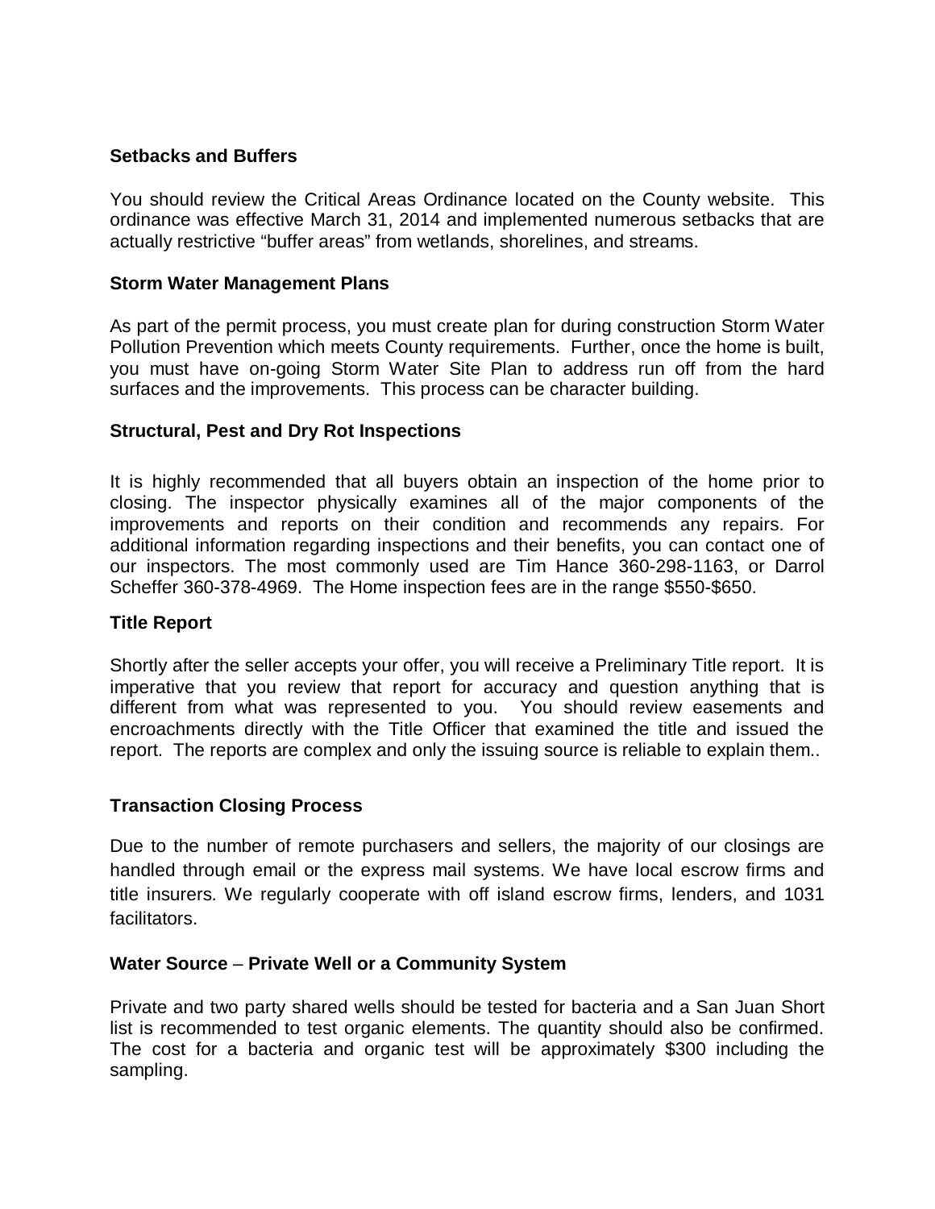**Setbacks and Buffers**

You should review the Critical Areas Ordinance located on the County website. This ordinance was effective March 31, 2014 and implemented numerous setbacks that are actually restrictive "buffer areas" from wetlands, shorelines, and streams.

**Storm Water Management Plans**

As part of the permit process, you must create plan for during construction Storm Water Pollution Prevention which meets County requirements. Further, once the home is built, you must have on-going Storm Water Site Plan to address run off from the hard surfaces and the improvements. This process can be character building.

**Structural, Pest and Dry Rot Inspections**

It is highly recommended that all buyers obtain an inspection of the home prior to closing. The inspector physically examines all of the major components of the improvements and reports on their condition and recommends any repairs. For additional information regarding inspections and their benefits, you can contact one of our inspectors. The most commonly used are Tim Hance 360-298-1163, or Darrol Scheffer 360-378-4969. The Home inspection fees are in the range $550-$650.

**Title Report**

Shortly after the seller accepts your offer, you will receive a Preliminary Title report. It is imperative that you review that report for accuracy and question anything that is different from what was represented to you. You should review easements and encroachments directly with the Title Officer that examined the title and issued the report. The reports are complex and only the issuing source is reliable to explain them..

**Transaction Closing Process**

Due to the number of remote purchasers and sellers, the majority of our closings are handled through email or the express mail systems. We have local escrow firms and title insurers. We regularly cooperate with off island escrow firms, lenders, and 1031 facilitators.

**Water Source – Private Well or a Community System**

Private and two party shared wells should be tested for bacteria and a San Juan Short list is recommended to test organic elements. The quantity should also be confirmed. The cost for a bacteria and organic test will be approximately $300 including the sampling.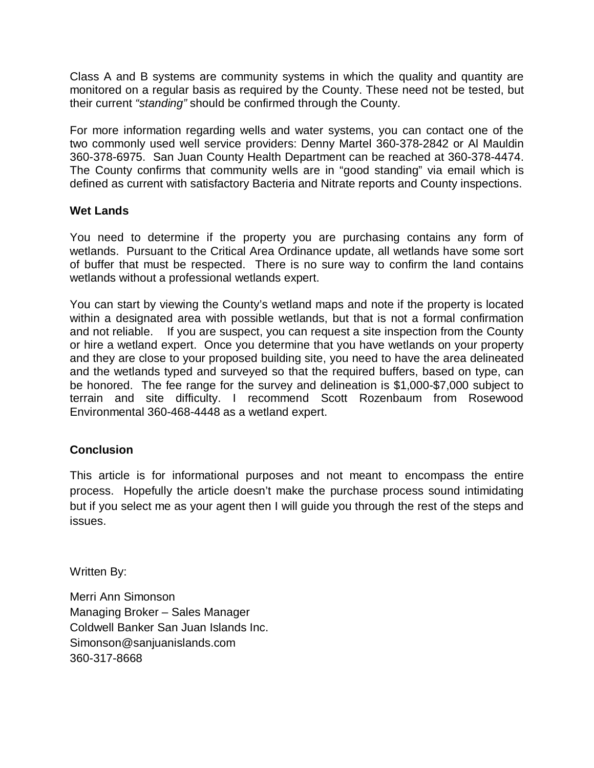Class A and B systems are community systems in which the quality and quantity are monitored on a regular basis as required by the County. These need not be tested, but their current *"standing"* should be confirmed through the County.

For more information regarding wells and water systems, you can contact one of the two commonly used well service providers: Denny Martel 360-378-2842 or Al Mauldin 360-378-6975. San Juan County Health Department can be reached at 360-378-4474. The County confirms that community wells are in "good standing" via email which is defined as current with satisfactory Bacteria and Nitrate reports and County inspections.

**Wet Lands**

You need to determine if the property you are purchasing contains any form of wetlands. Pursuant to the Critical Area Ordinance update, all wetlands have some sort of buffer that must be respected. There is no sure way to confirm the land contains wetlands without a professional wetlands expert.

You can start by viewing the County's wetland maps and note if the property is located within a designated area with possible wetlands, but that is not a formal confirmation and not reliable. If you are suspect, you can request a site inspection from the County or hire a wetland expert. Once you determine that you have wetlands on your property and they are close to your proposed building site, you need to have the area delineated and the wetlands typed and surveyed so that the required buffers, based on type, can be honored. The fee range for the survey and delineation is $1,000-$7,000 subject to terrain and site difficulty. I recommend Scott Rozenbaum from Rosewood Environmental 360-468-4448 as a wetland expert.

**Conclusion**

This article is for informational purposes and not meant to encompass the entire process. Hopefully the article doesn't make the purchase process sound intimidating but if you select me as your agent then I will guide you through the rest of the steps and issues.

Written By:

Merri Ann Simonson
Managing Broker – Sales Manager
Coldwell Banker San Juan Islands Inc.
Simonson@sanjuanislands.com
360-317-8668